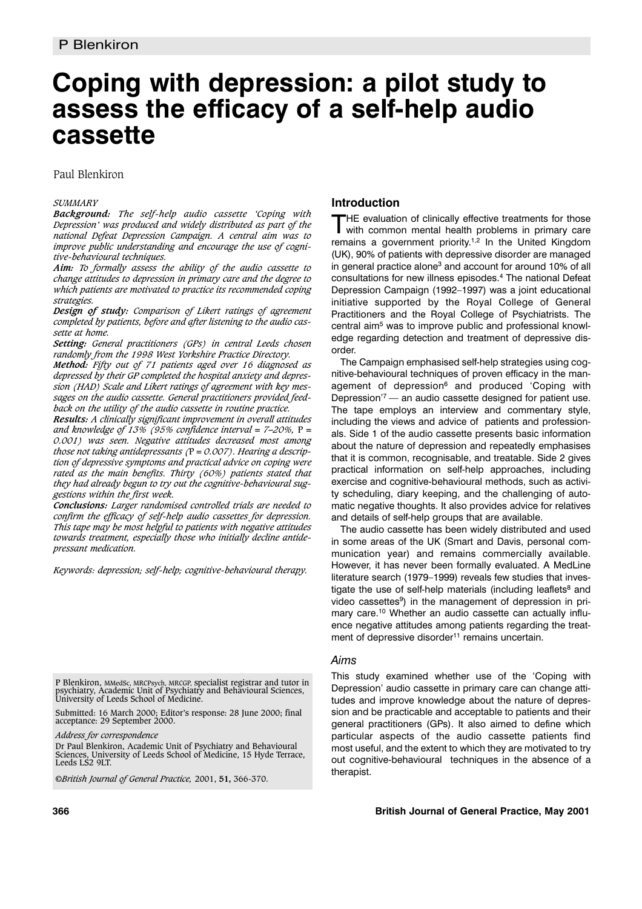# Coping with depression: a pilot study to assess the efficacy of a self-help audio cassette

Paul Blenkiron

*SUMMARY*

***Background:*** *The self-help audio cassette 'Coping with Depression' was produced and widely distributed as part of the national Defeat Depression Campaign. A central aim was to improve public understanding and encourage the use of cognitive-behavioural techniques.*

***Aim:*** *To formally assess the ability of the audio cassette to change attitudes to depression in primary care and the degree to which patients are motivated to practice its recommended coping strategies.*

***Design of study:*** *Comparison of Likert ratings of agreement completed by patients, before and after listening to the audio cassette at home.*

***Setting:*** *General practitioners (GPs) in central Leeds chosen randomly from the 1998 West Yorkshire Practice Directory.*

***Method:*** *Fifty out of 71 patients aged over 16 diagnosed as depressed by their GP completed the hospital anxiety and depression (HAD) Scale and Likert ratings of agreement with key messages on the audio cassette. General practitioners provided feedback on the utility of the audio cassette in routine practice.*

***Results:*** *A clinically significant improvement in overall attitudes and knowledge of 13% (95% confidence interval = 7–20%,* P *= 0.001) was seen. Negative attitudes decreased most among those not taking antidepressants (*P *= 0.007). Hearing a description of depressive symptoms and practical advice on coping were rated as the main benefits. Thirty (60%) patients stated that they had already begun to try out the cognitive-behavioural suggestions within the first week.*

***Conclusions:*** *Larger randomised controlled trials are needed to confirm the efficacy of self-help audio cassettes for depression. This tape may be most helpful to patients with negative attitudes towards treatment, especially those who initially decline antidepressant medication.*

*Keywords: depression; self-help; cognitive-behavioural therapy.*

P Blenkiron, MMedSc, MRCPsych, MRCGP, specialist registrar and tutor in psychiatry, Academic Unit of Psychiatry and Behavioural Sciences, University of Leeds School of Medicine.

Submitted: 16 March 2000; Editor's response: 28 June 2000; final acceptance: 29 September 2000.

*Address for correspondence*

Dr Paul Blenkiron, Academic Unit of Psychiatry and Behavioural Sciences, University of Leeds School of Medicine, 15 Hyde Terrace, Leeds LS2 9LT.

*©British Journal of General Practice,* 2001, **51,** 366-370.

## Introduction

THE evaluation of clinically effective treatments for those with common mental health problems in primary care remains a government priority.[1,2] In the United Kingdom (UK), 90% of patients with depressive disorder are managed in general practice alone[3] and account for around 10% of all consultations for new illness episodes.[4] The national Defeat Depression Campaign (1992–1997) was a joint educational initiative supported by the Royal College of General Practitioners and the Royal College of Psychiatrists. The central aim[5] was to improve public and professional knowledge regarding detection and treatment of depressive disorder.

The Campaign emphasised self-help strategies using cognitive-behavioural techniques of proven efficacy in the management of depression[6] and produced 'Coping with Depression'[7] — an audio cassette designed for patient use. The tape employs an interview and commentary style, including the views and advice of patients and professionals. Side 1 of the audio cassette presents basic information about the nature of depression and repeatedly emphasises that it is common, recognisable, and treatable. Side 2 gives practical information on self-help approaches, including exercise and cognitive-behavioural methods, such as activity scheduling, diary keeping, and the challenging of automatic negative thoughts. It also provides advice for relatives and details of self-help groups that are available.

The audio cassette has been widely distributed and used in some areas of the UK (Smart and Davis, personal communication year) and remains commercially available. However, it has never been formally evaluated. A MedLine literature search (1979–1999) reveals few studies that investigate the use of self-help materials (including leaflets[8] and video cassettes[9]) in the management of depression in primary care.[10] Whether an audio cassette can actually influence negative attitudes among patients regarding the treatment of depressive disorder[11] remains uncertain.

### Aims

This study examined whether use of the 'Coping with Depression' audio cassette in primary care can change attitudes and improve knowledge about the nature of depression and be practicable and acceptable to patients and their general practitioners (GPs). It also aimed to define which particular aspects of the audio cassette patients find most useful, and the extent to which they are motivated to try out cognitive-behavioural techniques in the absence of a therapist.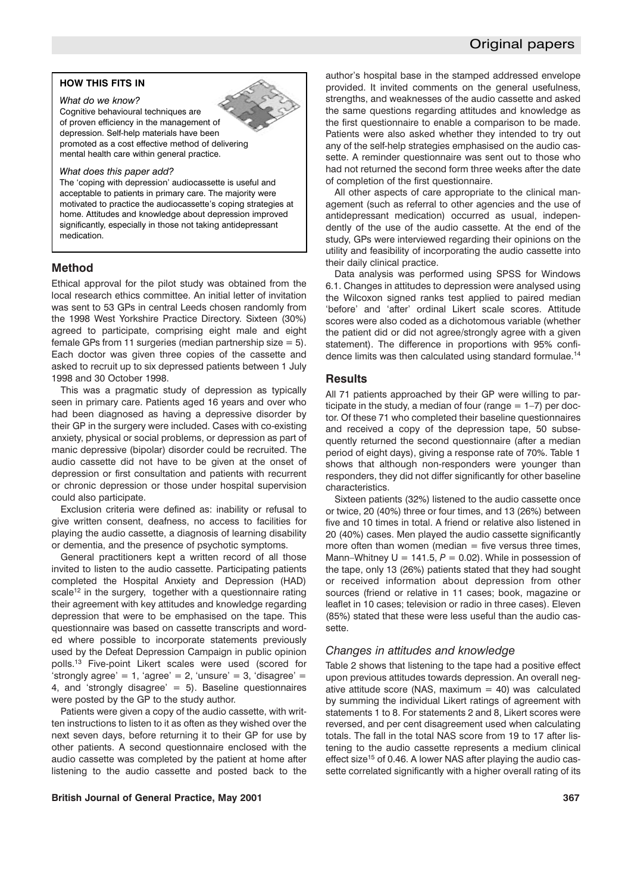### HOW THIS FITS IN

*What do we know?*

Cognitive behavioural techniques are of proven efficiency in the management of depression. Self-help materials have been promoted as a cost effective method of delivering mental health care within general practice.

*What does this paper add?*

The 'coping with depression' audiocassette is useful and acceptable to patients in primary care. The majority were motivated to practice the audiocassette's coping strategies at home. Attitudes and knowledge about depression improved significantly, especially in those not taking antidepressant medication.

## Method

Ethical approval for the pilot study was obtained from the local research ethics committee. An initial letter of invitation was sent to 53 GPs in central Leeds chosen randomly from the 1998 West Yorkshire Practice Directory. Sixteen (30%) agreed to participate, comprising eight male and eight female GPs from 11 surgeries (median partnership size = 5). Each doctor was given three copies of the cassette and asked to recruit up to six depressed patients between 1 July 1998 and 30 October 1998.

This was a pragmatic study of depression as typically seen in primary care. Patients aged 16 years and over who had been diagnosed as having a depressive disorder by their GP in the surgery were included. Cases with co-existing anxiety, physical or social problems, or depression as part of manic depressive (bipolar) disorder could be recruited. The audio cassette did not have to be given at the onset of depression or first consultation and patients with recurrent or chronic depression or those under hospital supervision could also participate.

Exclusion criteria were defined as: inability or refusal to give written consent, deafness, no access to facilities for playing the audio cassette, a diagnosis of learning disability or dementia, and the presence of psychotic symptoms.

General practitioners kept a written record of all those invited to listen to the audio cassette. Participating patients completed the Hospital Anxiety and Depression (HAD) scale[12] in the surgery, together with a questionnaire rating their agreement with key attitudes and knowledge regarding depression that were to be emphasised on the tape. This questionnaire was based on cassette transcripts and worded where possible to incorporate statements previously used by the Defeat Depression Campaign in public opinion polls.[13] Five-point Likert scales were used (scored for 'strongly agree' = 1, 'agree' = 2, 'unsure' = 3, 'disagree' = 4, and 'strongly disagree' = 5). Baseline questionnaires were posted by the GP to the study author.

Patients were given a copy of the audio cassette, with written instructions to listen to it as often as they wished over the next seven days, before returning it to their GP for use by other patients. A second questionnaire enclosed with the audio cassette was completed by the patient at home after listening to the audio cassette and posted back to the author's hospital base in the stamped addressed envelope provided. It invited comments on the general usefulness, strengths, and weaknesses of the audio cassette and asked the same questions regarding attitudes and knowledge as the first questionnaire to enable a comparison to be made. Patients were also asked whether they intended to try out any of the self-help strategies emphasised on the audio cassette. A reminder questionnaire was sent out to those who had not returned the second form three weeks after the date of completion of the first questionnaire.

All other aspects of care appropriate to the clinical management (such as referral to other agencies and the use of antidepressant medication) occurred as usual, independently of the use of the audio cassette. At the end of the study, GPs were interviewed regarding their opinions on the utility and feasibility of incorporating the audio cassette into their daily clinical practice.

Data analysis was performed using SPSS for Windows 6.1. Changes in attitudes to depression were analysed using the Wilcoxon signed ranks test applied to paired median 'before' and 'after' ordinal Likert scale scores. Attitude scores were also coded as a dichotomous variable (whether the patient did or did not agree/strongly agree with a given statement). The difference in proportions with 95% confidence limits was then calculated using standard formulae.[14]

## Results

All 71 patients approached by their GP were willing to participate in the study, a median of four (range = 1–7) per doctor. Of these 71 who completed their baseline questionnaires and received a copy of the depression tape, 50 subsequently returned the second questionnaire (after a median period of eight days), giving a response rate of 70%. Table 1 shows that although non-responders were younger than responders, they did not differ significantly for other baseline characteristics.

Sixteen patients (32%) listened to the audio cassette once or twice, 20 (40%) three or four times, and 13 (26%) between five and 10 times in total. A friend or relative also listened in 20 (40%) cases. Men played the audio cassette significantly more often than women (median = five versus three times, Mann–Whitney U = 141.5, $P = 0.02$). While in possession of the tape, only 13 (26%) patients stated that they had sought or received information about depression from other sources (friend or relative in 11 cases; book, magazine or leaflet in 10 cases; television or radio in three cases). Eleven (85%) stated that these were less useful than the audio cassette.

### *Changes in attitudes and knowledge*

Table 2 shows that listening to the tape had a positive effect upon previous attitudes towards depression. An overall negative attitude score (NAS, maximum = 40) was calculated by summing the individual Likert ratings of agreement with statements 1 to 8. For statements 2 and 8, Likert scores were reversed, and per cent disagreement used when calculating totals. The fall in the total NAS score from 19 to 17 after listening to the audio cassette represents a medium clinical effect size[15] of 0.46. A lower NAS after playing the audio cassette correlated significantly with a higher overall rating of its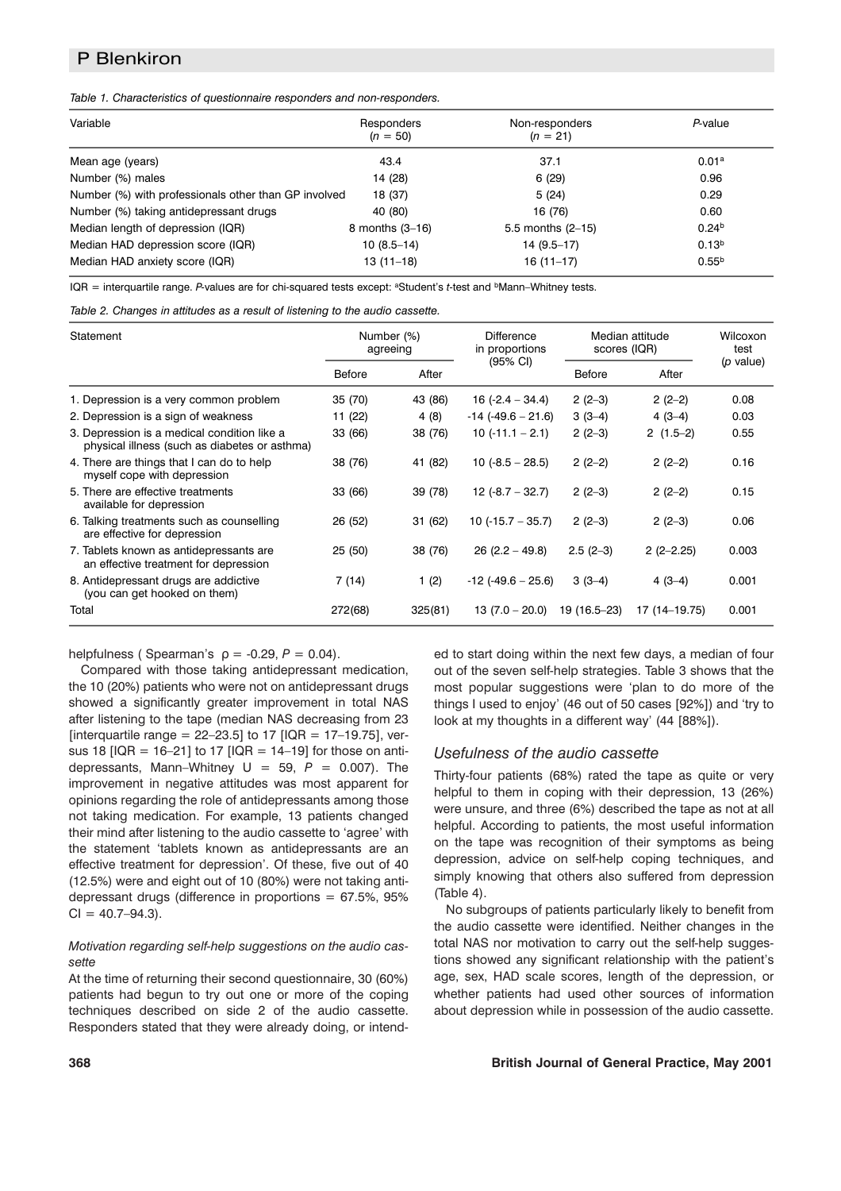*Table 1. Characteristics of questionnaire responders and non-responders.*

| Variable | Responders ($n$ = 50) | Non-responders ($n$ = 21) | $P$-value |
|---|---|---|---|
| Mean age (years) | 43.4 | 37.1 | 0.01[a] |
| Number (%) males | 14 (28) | 6 (29) | 0.96 |
| Number (%) with professionals other than GP involved | 18 (37) | 5 (24) | 0.29 |
| Number (%) taking antidepressant drugs | 40 (80) | 16 (76) | 0.60 |
| Median length of depression (IQR) | 8 months (3–16) | 5.5 months (2–15) | 0.24[b] |
| Median HAD depression score (IQR) | 10 (8.5–14) | 14 (9.5–17) | 0.13[b] |
| Median HAD anxiety score (IQR) | 13 (11–18) | 16 (11–17) | 0.55[b] |

IQR = interquartile range. $P$-values are for chi-squared tests except: [a]Student's $t$-test and [b]Mann–Whitney tests.

*Table 2. Changes in attitudes as a result of listening to the audio cassette.*

| Statement | Number (%) agreeing | | Difference in proportions (95% CI) | Median attitude scores (IQR) | | Wilcoxon test ($p$ value) |
|---|---|---|---|---|---|---|
| | Before | After | | Before | After | |
| 1. Depression is a very common problem | 35 (70) | 43 (86) | 16 (-2.4 – 34.4) | 2 (2–3) | 2 (2–2) | 0.08 |
| 2. Depression is a sign of weakness | 11 (22) | 4 (8) | -14 (-49.6 – 21.6) | 3 (3–4) | 4 (3–4) | 0.03 |
| 3. Depression is a medical condition like a physical illness (such as diabetes or asthma) | 33 (66) | 38 (76) | 10 (-11.1 – 2.1) | 2 (2–3) | 2 (1.5–2) | 0.55 |
| 4. There are things that I can do to help myself cope with depression | 38 (76) | 41 (82) | 10 (-8.5 – 28.5) | 2 (2–2) | 2 (2–2) | 0.16 |
| 5. There are effective treatments available for depression | 33 (66) | 39 (78) | 12 (-8.7 – 32.7) | 2 (2–3) | 2 (2–2) | 0.15 |
| 6. Talking treatments such as counselling are effective for depression | 26 (52) | 31 (62) | 10 (-15.7 – 35.7) | 2 (2–3) | 2 (2–3) | 0.06 |
| 7. Tablets known as antidepressants are an effective treatment for depression | 25 (50) | 38 (76) | 26 (2.2 – 49.8) | 2.5 (2–3) | 2 (2–2.25) | 0.003 |
| 8. Antidepressant drugs are addictive (you can get hooked on them) | 7 (14) | 1 (2) | -12 (-49.6 – 25.6) | 3 (3–4) | 4 (3–4) | 0.001 |
| Total | 272(68) | 325(81) | 13 (7.0 – 20.0) | 19 (16.5–23) | 17 (14–19.75) | 0.001 |

helpfulness ( Spearman's $\rho$ = -0.29, $P$ = 0.04).

Compared with those taking antidepressant medication, the 10 (20%) patients who were not on antidepressant drugs showed a significantly greater improvement in total NAS after listening to the tape (median NAS decreasing from 23 [interquartile range = 22–23.5] to 17 [IQR = 17–19.75], versus 18 [IQR = 16–21] to 17 [IQR = 14–19] for those on antidepressants, Mann–Whitney U = 59, $P$ = 0.007). The improvement in negative attitudes was most apparent for opinions regarding the role of antidepressants among those not taking medication. For example, 13 patients changed their mind after listening to the audio cassette to 'agree' with the statement 'tablets known as antidepressants are an effective treatment for depression'. Of these, five out of 40 (12.5%) were and eight out of 10 (80%) were not taking antidepressant drugs (difference in proportions = 67.5%, 95% CI = 40.7–94.3).

#### *Motivation regarding self-help suggestions on the audio cassette*

At the time of returning their second questionnaire, 30 (60%) patients had begun to try out one or more of the coping techniques described on side 2 of the audio cassette. Responders stated that they were already doing, or intended to start doing within the next few days, a median of four out of the seven self-help strategies. Table 3 shows that the most popular suggestions were 'plan to do more of the things I used to enjoy' (46 out of 50 cases [92%]) and 'try to look at my thoughts in a different way' (44 [88%]).

### *Usefulness of the audio cassette*

Thirty-four patients (68%) rated the tape as quite or very helpful to them in coping with their depression, 13 (26%) were unsure, and three (6%) described the tape as not at all helpful. According to patients, the most useful information on the tape was recognition of their symptoms as being depression, advice on self-help coping techniques, and simply knowing that others also suffered from depression (Table 4).

No subgroups of patients particularly likely to benefit from the audio cassette were identified. Neither changes in the total NAS nor motivation to carry out the self-help suggestions showed any significant relationship with the patient's age, sex, HAD scale scores, length of the depression, or whether patients had used other sources of information about depression while in possession of the audio cassette.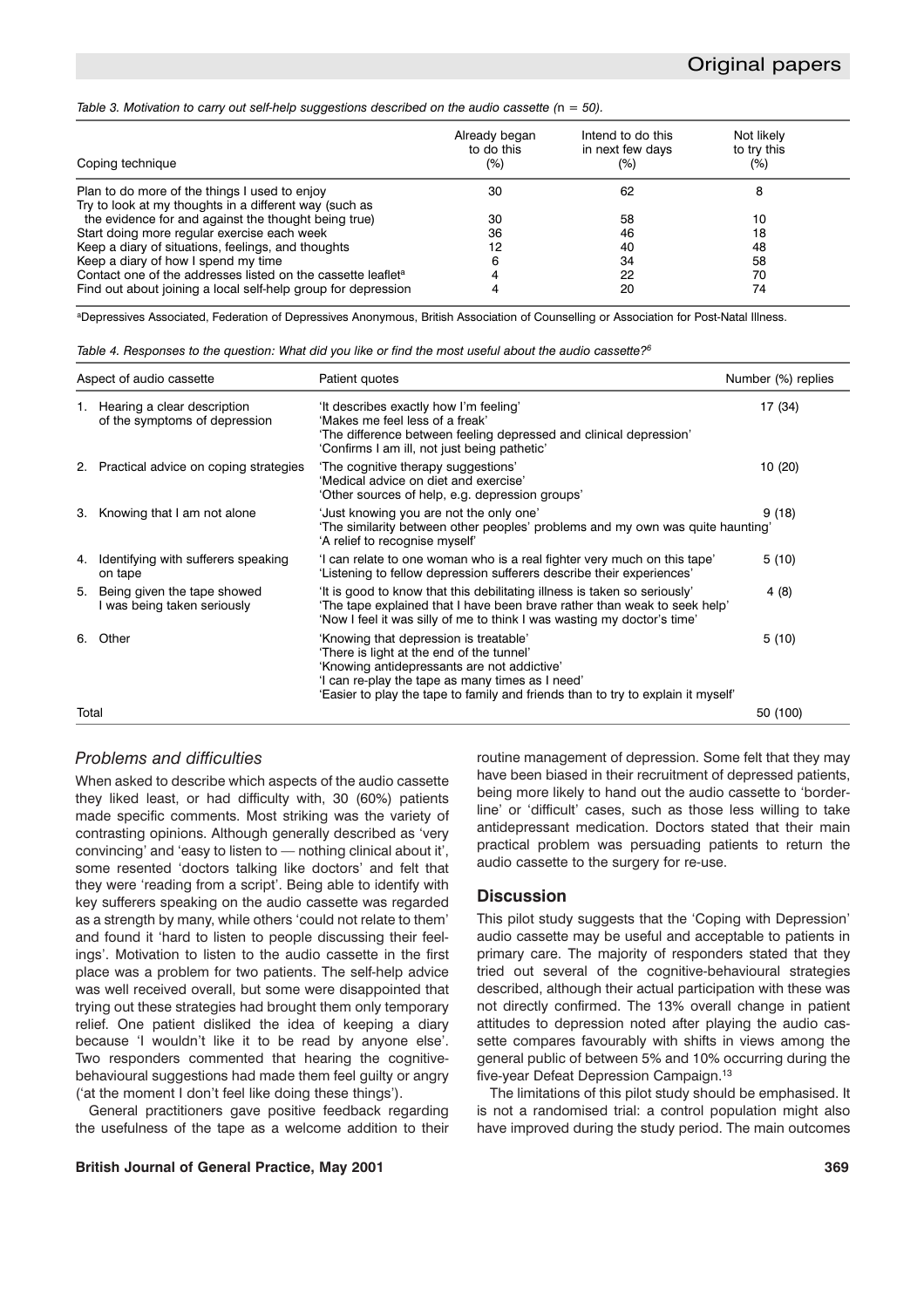*Table 3. Motivation to carry out self-help suggestions described on the audio cassette (n = 50).*

| Coping technique | Already began to do this (%) | Intend to do this in next few days (%) | Not likely to try this (%) |
|---|---|---|---|
| Plan to do more of the things I used to enjoy | 30 | 62 | 8 |
| Try to look at my thoughts in a different way (such as the evidence for and against the thought being true) | 30 | 58 | 10 |
| Start doing more regular exercise each week | 36 | 46 | 18 |
| Keep a diary of situations, feelings, and thoughts | 12 | 40 | 48 |
| Keep a diary of how I spend my time | 6 | 34 | 58 |
| Contact one of the addresses listed on the cassette leaflet[a] | 4 | 22 | 70 |
| Find out about joining a local self-help group for depression | 4 | 20 | 74 |

[a]Depressives Associated, Federation of Depressives Anonymous, British Association of Counselling or Association for Post-Natal Illness.

*Table 4. Responses to the question: What did you like or find the most useful about the audio cassette?[6]*

| Aspect of audio cassette | Patient quotes | Number (%) replies |
|---|---|---|
| 1. Hearing a clear description of the symptoms of depression | 'It describes exactly how I'm feeling' 'Makes me feel less of a freak' 'The difference between feeling depressed and clinical depression' 'Confirms I am ill, not just being pathetic' | 17 (34) |
| 2. Practical advice on coping strategies | 'The cognitive therapy suggestions' 'Medical advice on diet and exercise' 'Other sources of help, e.g. depression groups' | 10 (20) |
| 3. Knowing that I am not alone | 'Just knowing you are not the only one' 'The similarity between other peoples' problems and my own was quite haunting' 'A relief to recognise myself' | 9 (18) |
| 4. Identifying with sufferers speaking on tape | 'I can relate to one woman who is a real fighter very much on this tape' 'Listening to fellow depression sufferers describe their experiences' | 5 (10) |
| 5. Being given the tape showed I was being taken seriously | 'It is good to know that this debilitating illness is taken so seriously' 'The tape explained that I have been brave rather than weak to seek help' 'Now I feel it was silly of me to think I was wasting my doctor's time' | 4 (8) |
| 6. Other | 'Knowing that depression is treatable' 'There is light at the end of the tunnel' 'Knowing antidepressants are not addictive' 'I can re-play the tape as many times as I need' 'Easier to play the tape to family and friends than to try to explain it myself' | 5 (10) |
| Total | | 50 (100) |

### *Problems and difficulties*

When asked to describe which aspects of the audio cassette they liked least, or had difficulty with, 30 (60%) patients made specific comments. Most striking was the variety of contrasting opinions. Although generally described as 'very convincing' and 'easy to listen to — nothing clinical about it', some resented 'doctors talking like doctors' and felt that they were 'reading from a script'. Being able to identify with key sufferers speaking on the audio cassette was regarded as a strength by many, while others 'could not relate to them' and found it 'hard to listen to people discussing their feelings'. Motivation to listen to the audio cassette in the first place was a problem for two patients. The self-help advice was well received overall, but some were disappointed that trying out these strategies had brought them only temporary relief. One patient disliked the idea of keeping a diary because 'I wouldn't like it to be read by anyone else'. Two responders commented that hearing the cognitive-behavioural suggestions had made them feel guilty or angry ('at the moment I don't feel like doing these things').

General practitioners gave positive feedback regarding the usefulness of the tape as a welcome addition to their routine management of depression. Some felt that they may have been biased in their recruitment of depressed patients, being more likely to hand out the audio cassette to 'borderline' or 'difficult' cases, such as those less willing to take antidepressant medication. Doctors stated that their main practical problem was persuading patients to return the audio cassette to the surgery for re-use.

## Discussion

This pilot study suggests that the 'Coping with Depression' audio cassette may be useful and acceptable to patients in primary care. The majority of responders stated that they tried out several of the cognitive-behavioural strategies described, although their actual participation with these was not directly confirmed. The 13% overall change in patient attitudes to depression noted after playing the audio cassette compares favourably with shifts in views among the general public of between 5% and 10% occurring during the five-year Defeat Depression Campaign.[13]

The limitations of this pilot study should be emphasised. It is not a randomised trial: a control population might also have improved during the study period. The main outcomes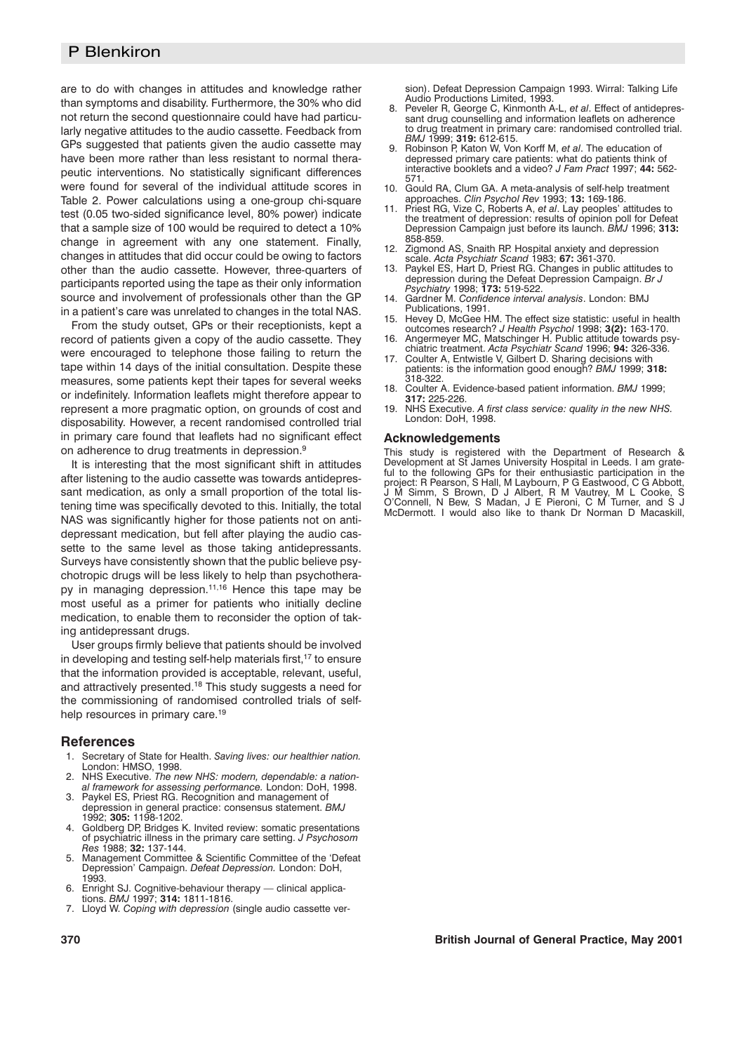are to do with changes in attitudes and knowledge rather than symptoms and disability. Furthermore, the 30% who did not return the second questionnaire could have had particularly negative attitudes to the audio cassette. Feedback from GPs suggested that patients given the audio cassette may have been more rather than less resistant to normal therapeutic interventions. No statistically significant differences were found for several of the individual attitude scores in Table 2. Power calculations using a one-group chi-square test (0.05 two-sided significance level, 80% power) indicate that a sample size of 100 would be required to detect a 10% change in agreement with any one statement. Finally, changes in attitudes that did occur could be owing to factors other than the audio cassette. However, three-quarters of participants reported using the tape as their only information source and involvement of professionals other than the GP in a patient's care was unrelated to changes in the total NAS.

From the study outset, GPs or their receptionists, kept a record of patients given a copy of the audio cassette. They were encouraged to telephone those failing to return the tape within 14 days of the initial consultation. Despite these measures, some patients kept their tapes for several weeks or indefinitely. Information leaflets might therefore appear to represent a more pragmatic option, on grounds of cost and disposability. However, a recent randomised controlled trial in primary care found that leaflets had no significant effect on adherence to drug treatments in depression.[9]

It is interesting that the most significant shift in attitudes after listening to the audio cassette was towards antidepressant medication, as only a small proportion of the total listening time was specifically devoted to this. Initially, the total NAS was significantly higher for those patients not on antidepressant medication, but fell after playing the audio cassette to the same level as those taking antidepressants. Surveys have consistently shown that the public believe psychotropic drugs will be less likely to help than psychotherapy in managing depression.[11,16] Hence this tape may be most useful as a primer for patients who initially decline medication, to enable them to reconsider the option of taking antidepressant drugs.

User groups firmly believe that patients should be involved in developing and testing self-help materials first,[17] to ensure that the information provided is acceptable, relevant, useful, and attractively presented.[18] This study suggests a need for the commissioning of randomised controlled trials of self-help resources in primary care.[19]

## References

1. Secretary of State for Health. *Saving lives: our healthier nation.* London: HMSO, 1998.
2. NHS Executive. *The new NHS: modern, dependable: a national framework for assessing performance.* London: DoH, 1998.
3. Paykel ES, Priest RG. Recognition and management of depression in general practice: consensus statement. *BMJ* 1992; **305:** 1198-1202.
4. Goldberg DP, Bridges K. Invited review: somatic presentations of psychiatric illness in the primary care setting. *J Psychosom Res* 1988; **32:** 137-144.
5. Management Committee & Scientific Committee of the 'Defeat Depression' Campaign. *Defeat Depression.* London: DoH, 1993.
6. Enright SJ. Cognitive-behaviour therapy — clinical applications. *BMJ* 1997; **314:** 1811-1816.
7. Lloyd W. *Coping with depression* (single audio cassette version). Defeat Depression Campaign 1993. Wirral: Talking Life Audio Productions Limited, 1993.
8. Peveler R, George C, Kinmonth A-L, *et al*. Effect of antidepressant drug counselling and information leaflets on adherence to drug treatment in primary care: randomised controlled trial. *BMJ* 1999; **319:** 612-615.
9. Robinson P, Katon W, Von Korff M, *et al*. The education of depressed primary care patients: what do patients think of interactive booklets and a video? *J Fam Pract* 1997; **44:** 562-571.
10. Gould RA, Clum GA. A meta-analysis of self-help treatment approaches. *Clin Psychol Rev* 1993; **13:** 169-186.
11. Priest RG, Vize C, Roberts A, *et al*. Lay peoples' attitudes to the treatment of depression: results of opinion poll for Defeat Depression Campaign just before its launch. *BMJ* 1996; **313:** 858-859.
12. Zigmond AS, Snaith RP. Hospital anxiety and depression scale. *Acta Psychiatr Scand* 1983; **67:** 361-370.
13. Paykel ES, Hart D, Priest RG. Changes in public attitudes to depression during the Defeat Depression Campaign. *Br J Psychiatry* 1998; **173:** 519-522.
14. Gardner M. *Confidence interval analysis*. London: BMJ Publications, 1991.
15. Hevey D, McGee HM. The effect size statistic: useful in health outcomes research? *J Health Psychol* 1998; **3(2):** 163-170.
16. Angermeyer MC, Matschinger H. Public attitude towards psychiatric treatment. *Acta Psychiatr Scand* 1996; **94:** 326-336.
17. Coulter A, Entwistle V, Gilbert D. Sharing decisions with patients: is the information good enough? *BMJ* 1999; **318:** 318-322.
18. Coulter A. Evidence-based patient information. *BMJ* 1999; **317:** 225-226.
19. NHS Executive. *A first class service: quality in the new NHS.* London: DoH, 1998.

## Acknowledgements

This study is registered with the Department of Research & Development at St James University Hospital in Leeds. I am grateful to the following GPs for their enthusiastic participation in the project: R Pearson, S Hall, M Laybourn, P G Eastwood, C G Abbott, J M Simm, S Brown, D J Albert, R M Vautrey, M L Cooke, S O'Connell, N Bew, S Madan, J E Pieroni, C M Turner, and S J McDermott. I would also like to thank Dr Norman D Macaskill,